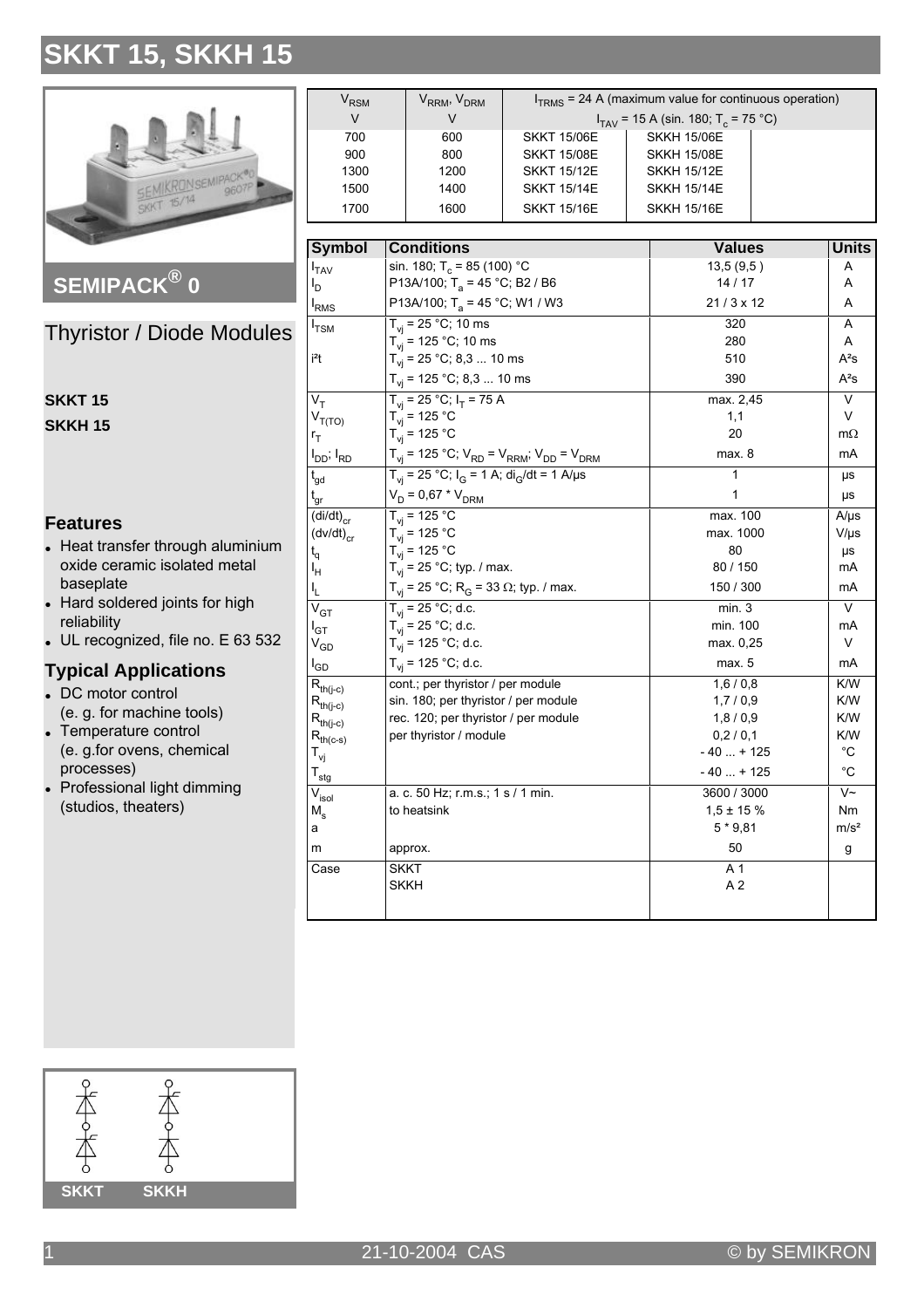# SKKT 15, SKKH 15

## SEMIPACK® 0

## Thyristor / Diode Modules

**SKKT 15**

**SKKH 15**

| $V_{RSM}$ | $V_{RRM}$, $V_{DRM}$ | $I_{TRMS}$ = 24 A (maximum value for continuous operation) | |
|---|---|---|---|
| V | V | $I_{TAV}$ = 15 A (sin. 180; $T_c$ = 75 °C) | |
| 700 | 600 | SKKT 15/06E | SKKH 15/06E |
| 900 | 800 | SKKT 15/08E | SKKH 15/08E |
| 1300 | 1200 | SKKT 15/12E | SKKH 15/12E |
| 1500 | 1400 | SKKT 15/14E | SKKH 15/14E |
| 1700 | 1600 | SKKT 15/16E | SKKH 15/16E |

| Symbol | Conditions | Values | Units |
|---|---|---|---|
| $I_{TAV}$ | sin. 180; $T_c$ = 85 (100) °C | 13,5 (9,5 ) | A |
| $I_D$ | P13A/100; $T_a$ = 45 °C; B2 / B6 | 14 / 17 | A |
| $I_{RMS}$ | P13A/100; $T_a$ = 45 °C; W1 / W3 | 21 / 3 x 12 | A |
| $I_{TSM}$ | $T_{vj}$ = 25 °C; 10 ms | 320 | A |
| | $T_{vj}$ = 125 °C; 10 ms | 280 | A |
| i²t | $T_{vj}$ = 25 °C; 8,3 ... 10 ms | 510 | A²s |
| | $T_{vj}$ = 125 °C; 8,3 ... 10 ms | 390 | A²s |
| $V_T$ | $T_{vj}$ = 25 °C; $I_T$ = 75 A | max. 2,45 | V |
| $V_{T(TO)}$ | $T_{vj}$ = 125 °C | 1,1 | V |
| $r_T$ | $T_{vj}$ = 125 °C | 20 | mΩ |
| $I_{DD}$; $I_{RD}$ | $T_{vj}$ = 125 °C; $V_{RD}$ = $V_{RRM}$; $V_{DD}$ = $V_{DRM}$ | max. 8 | mA |
| $t_{gd}$ | $T_{vj}$ = 25 °C; $I_G$ = 1 A; $di_G/dt$ = 1 A/µs | 1 | µs |
| $t_{gr}$ | $V_D$ = 0,67 * $V_{DRM}$ | 1 | µs |
| $(di/dt)_{cr}$ | $T_{vj}$ = 125 °C | max. 100 | A/µs |
| $(dv/dt)_{cr}$ | $T_{vj}$ = 125 °C | max. 1000 | V/µs |
| $t_q$ | $T_{vj}$ = 125 °C | 80 | µs |
| $I_H$ | $T_{vj}$ = 25 °C; typ. / max. | 80 / 150 | mA |
| $I_L$ | $T_{vj}$ = 25 °C; $R_G$ = 33 Ω; typ. / max. | 150 / 300 | mA |
| $V_{GT}$ | $T_{vj}$ = 25 °C; d.c. | min. 3 | V |
| $I_{GT}$ | $T_{vj}$ = 25 °C; d.c. | min. 100 | mA |
| $V_{GD}$ | $T_{vj}$ = 125 °C; d.c. | max. 0,25 | V |
| $I_{GD}$ | $T_{vj}$ = 125 °C; d.c. | max. 5 | mA |
| $R_{th(j-c)}$ | cont.; per thyristor / per module | 1,6 / 0,8 | K/W |
| $R_{th(j-c)}$ | sin. 180; per thyristor / per module | 1,7 / 0,9 | K/W |
| $R_{th(j-c)}$ | rec. 120; per thyristor / per module | 1,8 / 0,9 | K/W |
| $R_{th(c-s)}$ | per thyristor / module | 0,2 / 0,1 | K/W |
| $T_{vj}$ | | - 40 ... + 125 | °C |
| $T_{stg}$ | | - 40 ... + 125 | °C |
| $V_{isol}$ | a. c. 50 Hz; r.m.s.; 1 s / 1 min. | 3600 / 3000 | V~ |
| $M_s$ | to heatsink | 1,5 ± 15 % | Nm |
| a | | 5 * 9,81 | m/s² |
| m | approx. | 50 | g |
| Case | SKKT | A 1 | |
| | SKKH | A 2 | |

### Features

- Heat transfer through aluminium oxide ceramic isolated metal baseplate
- Hard soldered joints for high reliability
- UL recognized, file no. E 63 532

### Typical Applications

- DC motor control (e. g. for machine tools)
- Temperature control (e. g.for ovens, chemical processes)
- Professional light dimming (studios, theaters)

SKKT SKKH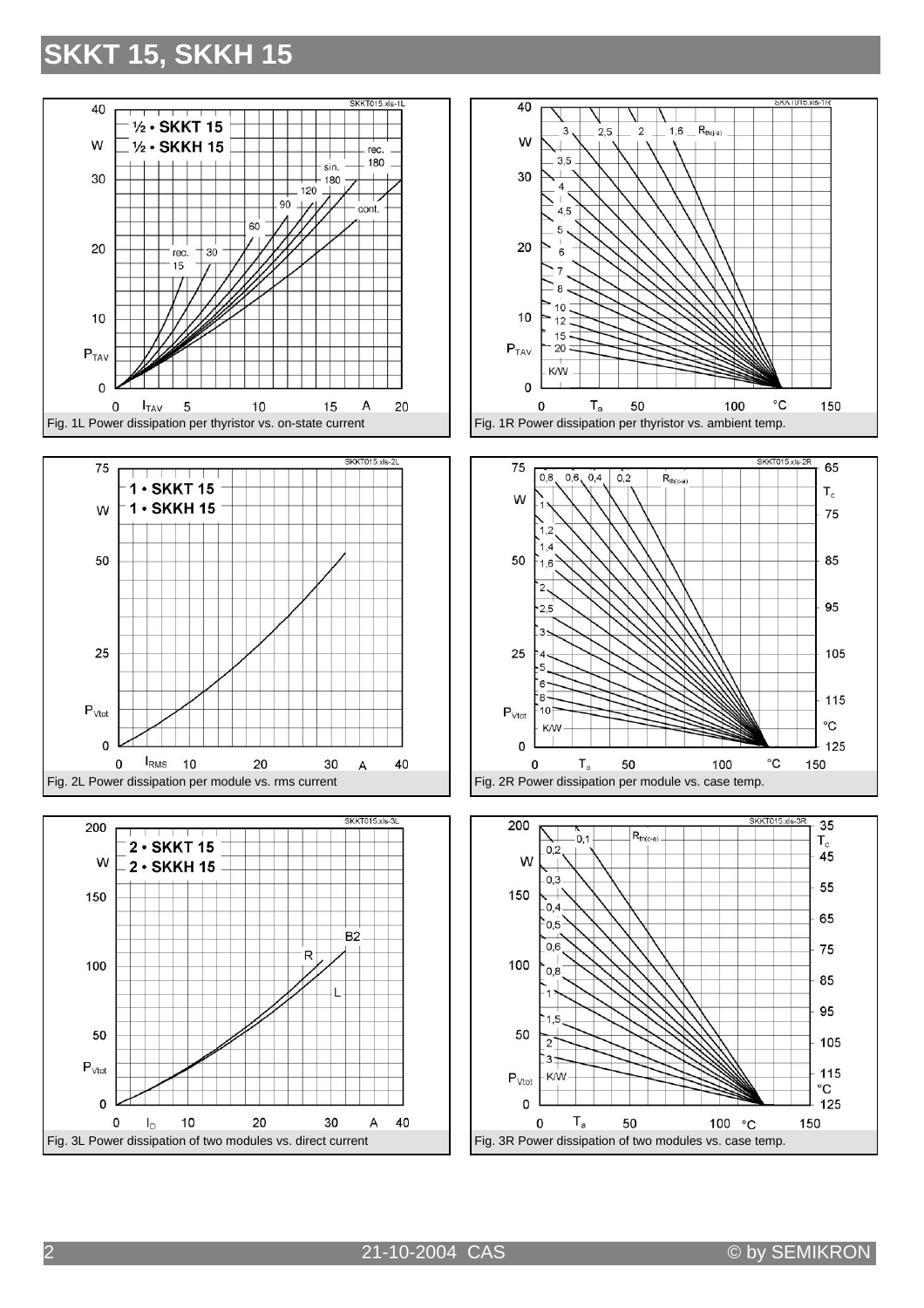# SKKT 15, SKKH 15

Fig. 1L Power dissipation per thyristor vs. on-state current

Fig. 1R Power dissipation per thyristor vs. ambient temp.

Fig. 2L Power dissipation per module vs. rms current

Fig. 2R Power dissipation per module vs. case temp.

Fig. 3L Power dissipation of two modules vs. direct current

Fig. 3R Power dissipation of two modules vs. case temp.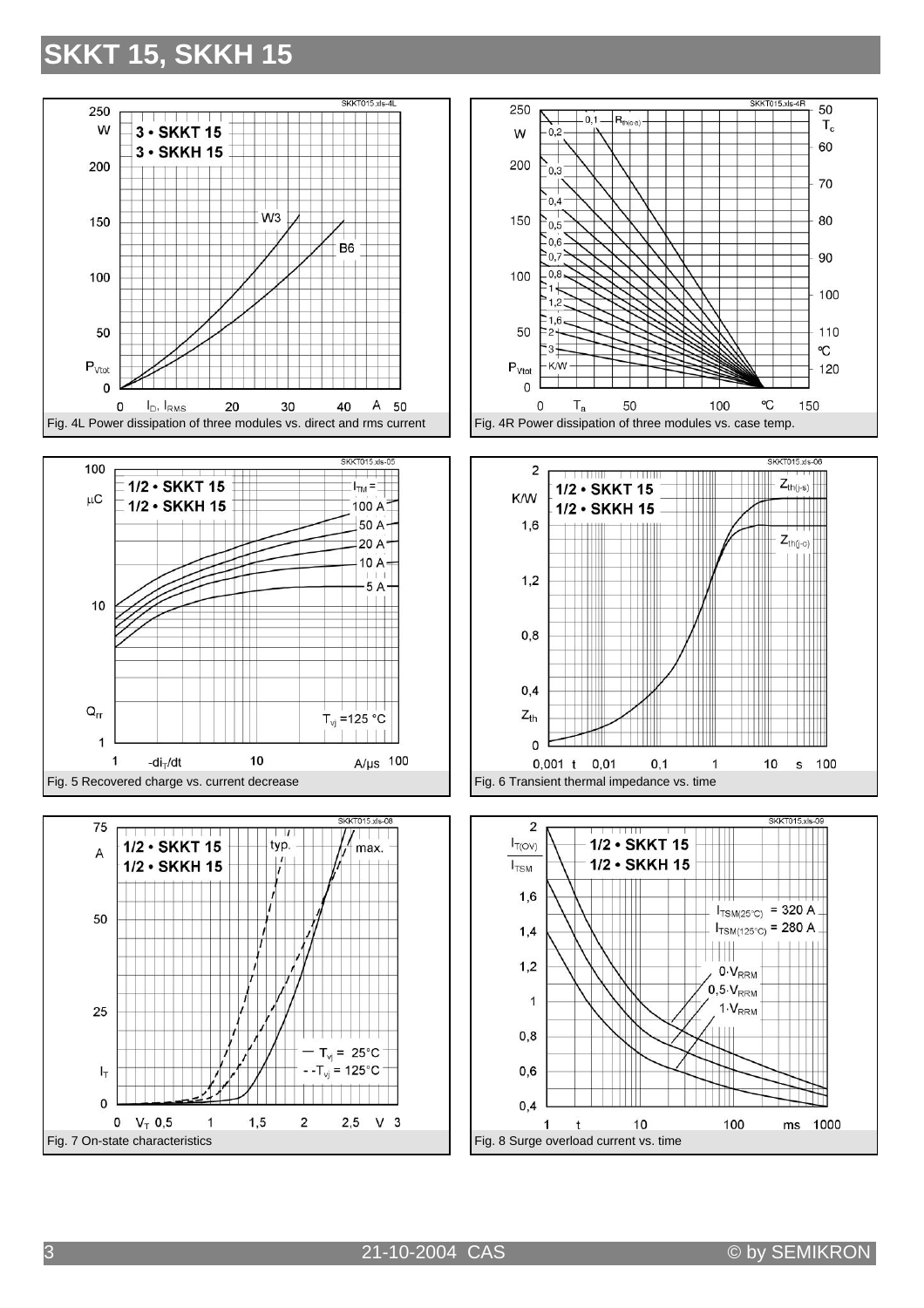# SKKT 15, SKKH 15

Fig. 4L Power dissipation of three modules vs. direct and rms current

Fig. 4R Power dissipation of three modules vs. case temp.

Fig. 5 Recovered charge vs. current decrease

Fig. 6 Transient thermal impedance vs. time

Fig. 7 On-state characteristics

Fig. 8 Surge overload current vs. time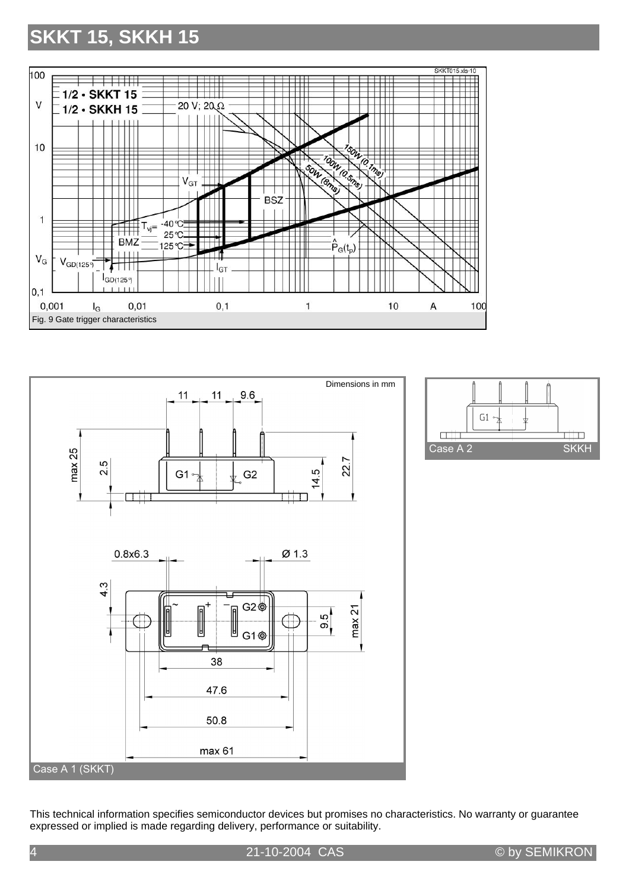# SKKT 15, SKKH 15

SKKT015.xls-10

1/2 • SKKT 15
1/2 • SKKH 15

20 V; 20 Ω

150W (0.1ms)
100W (0.5ms)
50W (8ms)

$V_{GT}$
BSZ
$T_{vj}$= -40°C
25°C
125°C
BMZ
$\hat{P}_G(t_p)$
$V_{GD(125°)}$
$I_{GD(125°)}$
$I_{GT}$

100
V
10
1
$V_G$
0,1
0,001
$I_G$
0,01
0,1
1
10
A
100

Fig. 9 Gate trigger characteristics

Dimensions in mm

11
11
9.6
max 25
2.5
G1
G2
14.5
22.7
0.8x6.3
Ø 1.3
4.3
~
+
−
G2
G1
9.5
max 21
38
47.6
50.8
max 61

Case A 1 (SKKT)

G1

Case A 2
SKKH

This technical information specifies semiconductor devices but promises no characteristics. No warranty or guarantee expressed or implied is made regarding delivery, performance or suitability.